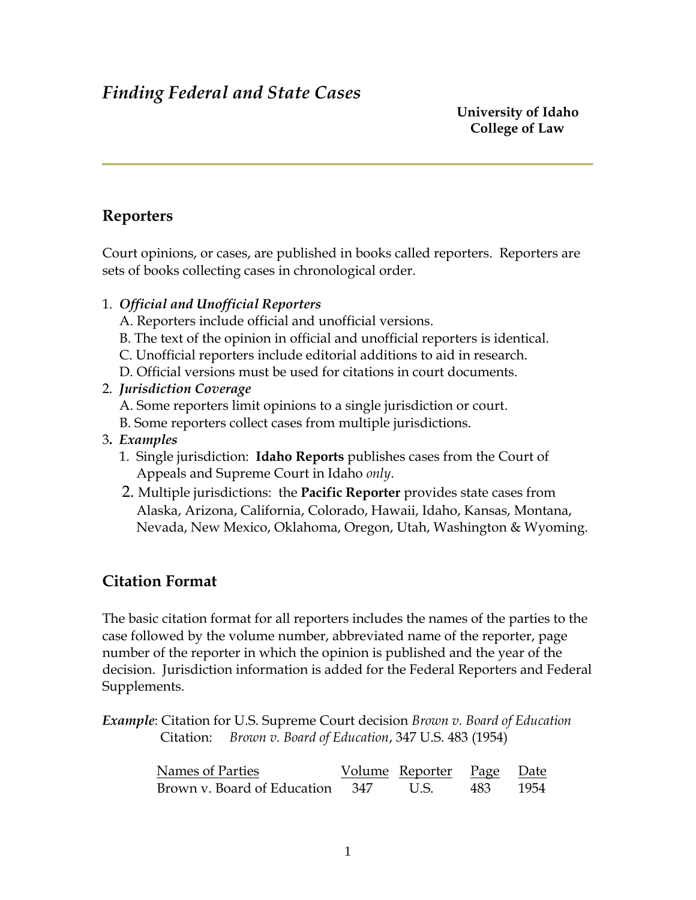# *Finding Federal and State Cases*

**University of Idaho**
**College of Law**

## Reporters

Court opinions, or cases, are published in books called reporters. Reporters are sets of books collecting cases in chronological order.

1. ***Official and Unofficial Reporters***
   A. Reporters include official and unofficial versions.
   B. The text of the opinion in official and unofficial reporters is identical.
   C. Unofficial reporters include editorial additions to aid in research.
   D. Official versions must be used for citations in court documents.
2. ***Jurisdiction Coverage***
   A. Some reporters limit opinions to a single jurisdiction or court.
   B. Some reporters collect cases from multiple jurisdictions.
3. ***Examples***
   1. Single jurisdiction: **Idaho Reports** publishes cases from the Court of Appeals and Supreme Court in Idaho *only*.
   2. Multiple jurisdictions: the **Pacific Reporter** provides state cases from Alaska, Arizona, California, Colorado, Hawaii, Idaho, Kansas, Montana, Nevada, New Mexico, Oklahoma, Oregon, Utah, Washington & Wyoming.

## Citation Format

The basic citation format for all reporters includes the names of the parties to the case followed by the volume number, abbreviated name of the reporter, page number of the reporter in which the opinion is published and the year of the decision. Jurisdiction information is added for the Federal Reporters and Federal Supplements.

***Example***: Citation for U.S. Supreme Court decision *Brown v. Board of Education*
Citation: *Brown v. Board of Education*, 347 U.S. 483 (1954)

| Names of Parties | Volume | Reporter | Page | Date |
|---|---|---|---|---|
| Brown v. Board of Education | 347 | U.S. | 483 | 1954 |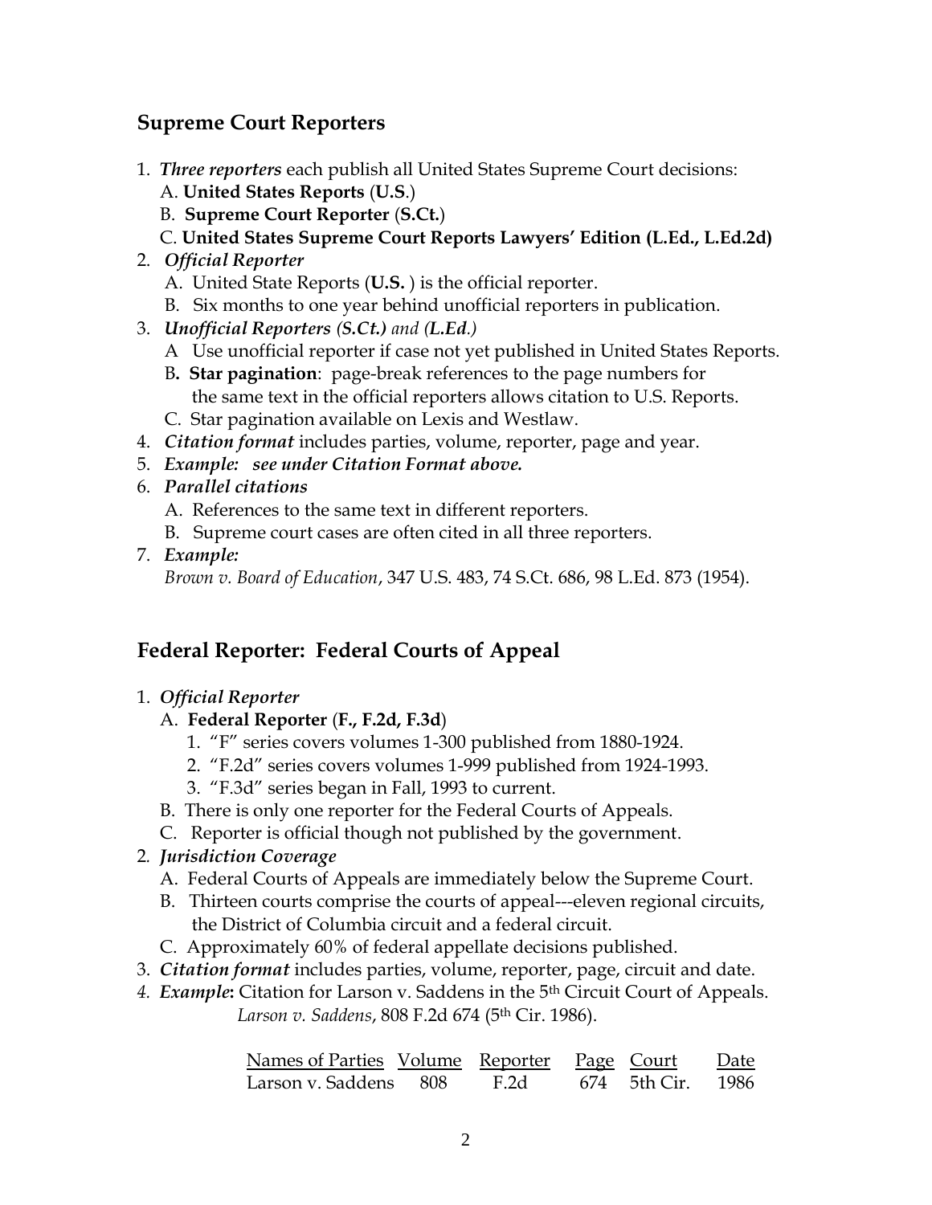## Supreme Court Reporters

1. ***Three reporters*** each publish all United States Supreme Court decisions:
   A. **United States Reports** (**U.S**.)
   B. **Supreme Court Reporter** (**S.Ct.**)
   C. **United States Supreme Court Reports Lawyers' Edition (L.Ed., L.Ed.2d)**
2. ***Official Reporter***
   A. United State Reports (**U.S.** ) is the official reporter.
   B. Six months to one year behind unofficial reporters in publication.
3. ***Unofficial Reporters (S.Ct.)*** *and* ***(L.Ed**.)*
   A Use unofficial reporter if case not yet published in United States Reports.
   B**. Star pagination**: page-break references to the page numbers for the same text in the official reporters allows citation to U.S. Reports.
   C. Star pagination available on Lexis and Westlaw.
4. ***Citation format*** includes parties, volume, reporter, page and year.
5. ***Example: see under Citation Format above.***
6. ***Parallel citations***
   A. References to the same text in different reporters.
   B. Supreme court cases are often cited in all three reporters.
7. ***Example:***
   *Brown v. Board of Education*, 347 U.S. 483, 74 S.Ct. 686, 98 L.Ed. 873 (1954).

## Federal Reporter: Federal Courts of Appeal

1. ***Official Reporter***
   A. **Federal Reporter** (**F., F.2d, F.3d**)
      1. "F" series covers volumes 1-300 published from 1880-1924.
      2. "F.2d" series covers volumes 1-999 published from 1924-1993.
      3. "F.3d" series began in Fall, 1993 to current.
   B. There is only one reporter for the Federal Courts of Appeals.
   C. Reporter is official though not published by the government.
2. ***Jurisdiction Coverage***
   A. Federal Courts of Appeals are immediately below the Supreme Court.
   B. Thirteen courts comprise the courts of appeal---eleven regional circuits, the District of Columbia circuit and a federal circuit.
   C. Approximately 60% of federal appellate decisions published.
3. ***Citation format*** includes parties, volume, reporter, page, circuit and date.
4. ***Example*:** Citation for Larson v. Saddens in the 5th Circuit Court of Appeals.
   *Larson v. Saddens*, 808 F.2d 674 (5th Cir. 1986).

| Names of Parties | Volume | Reporter | Page | Court | Date |
|---|---|---|---|---|---|
| Larson v. Saddens | 808 | F.2d | 674 | 5th Cir. | 1986 |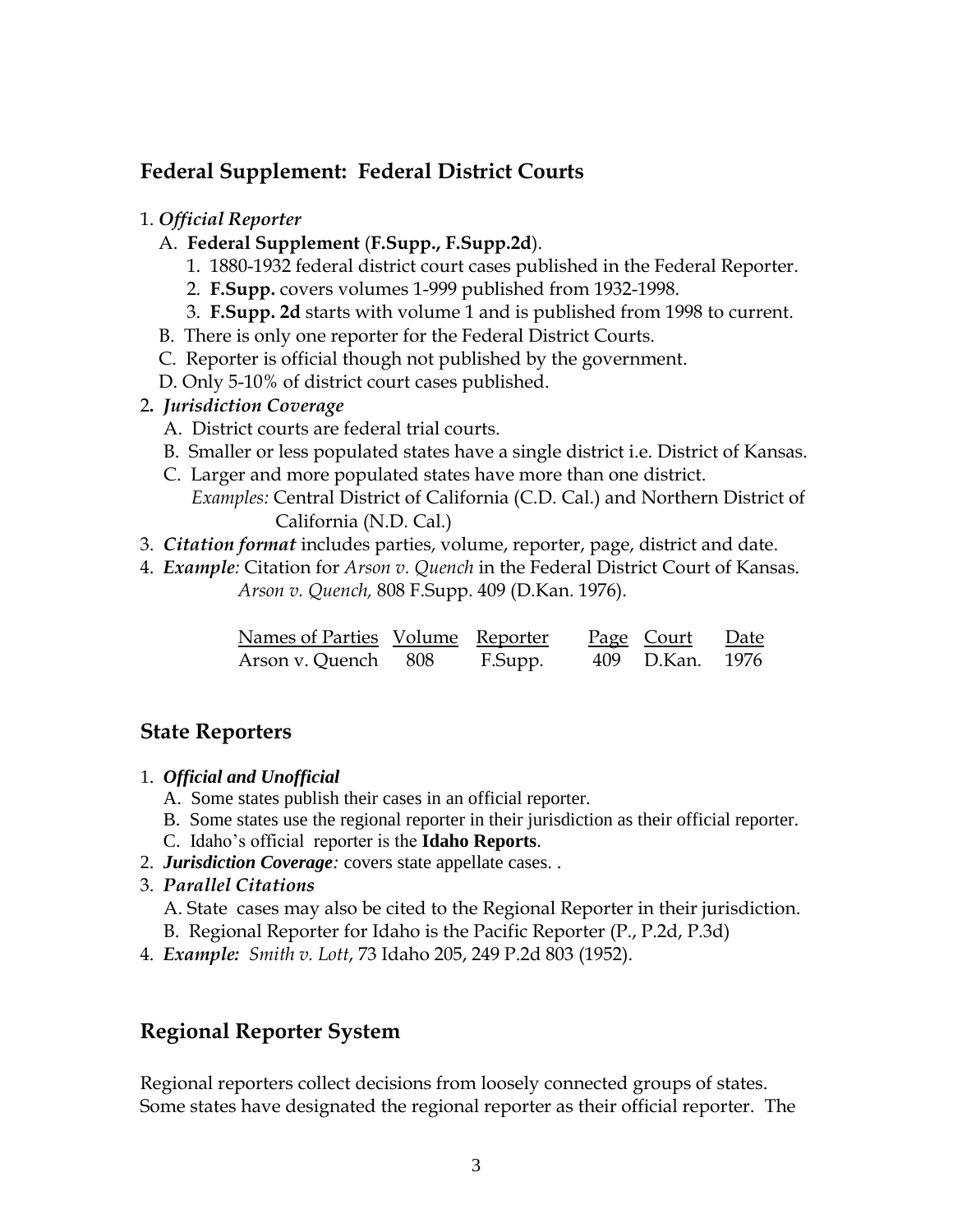## Federal Supplement: Federal District Courts

1. *Official Reporter*
   A. **Federal Supplement** (**F.Supp., F.Supp.2d**).
      1. 1880-1932 federal district court cases published in the Federal Reporter.
      2. **F.Supp.** covers volumes 1-999 published from 1932-1998.
      3. **F.Supp. 2d** starts with volume 1 and is published from 1998 to current.
   B. There is only one reporter for the Federal District Courts.
   C. Reporter is official though not published by the government.
   D. Only 5-10% of district court cases published.
2. ***Jurisdiction Coverage***
   A. District courts are federal trial courts.
   B. Smaller or less populated states have a single district i.e. District of Kansas.
   C. Larger and more populated states have more than one district.
      *Examples:* Central District of California (C.D. Cal.) and Northern District of California (N.D. Cal.)
3. ***Citation format*** includes parties, volume, reporter, page, district and date.
4. ***Example****:* Citation for *Arson v. Quench* in the Federal District Court of Kansas.
   *Arson v. Quench,* 808 F.Supp. 409 (D.Kan. 1976).

| Names of Parties | Volume | Reporter | Page | Court | Date |
|---|---|---|---|---|---|
| Arson v. Quench | 808 | F.Supp. | 409 | D.Kan. | 1976 |

## State Reporters

1. ***Official and Unofficial***
   A. Some states publish their cases in an official reporter.
   B. Some states use the regional reporter in their jurisdiction as their official reporter.
   C. Idaho's official reporter is the **Idaho Reports**.
2. ***Jurisdiction Coverage****:* covers state appellate cases. .
3. ***Parallel Citations***
   A. State cases may also be cited to the Regional Reporter in their jurisdiction.
   B. Regional Reporter for Idaho is the Pacific Reporter (P., P.2d, P.3d)
4. ***Example:*** *Smith v. Lott*, 73 Idaho 205, 249 P.2d 803 (1952).

## Regional Reporter System

Regional reporters collect decisions from loosely connected groups of states. Some states have designated the regional reporter as their official reporter. The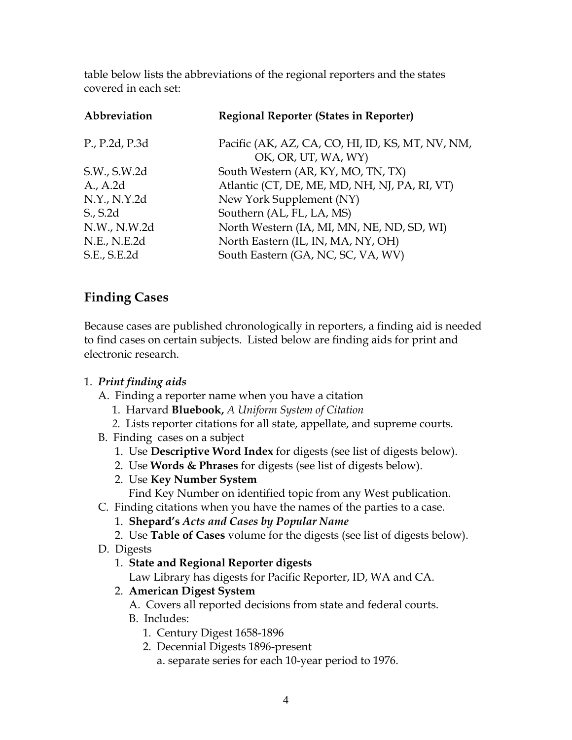table below lists the abbreviations of the regional reporters and the states covered in each set:

| Abbreviation | Regional Reporter (States in Reporter) |
| --- | --- |
| P., P.2d, P.3d | Pacific (AK, AZ, CA, CO, HI, ID, KS, MT, NV, NM, OK, OR, UT, WA, WY) |
| S.W., S.W.2d | South Western (AR, KY, MO, TN, TX) |
| A., A.2d | Atlantic (CT, DE, ME, MD, NH, NJ, PA, RI, VT) |
| N.Y., N.Y.2d | New York Supplement (NY) |
| S., S.2d | Southern (AL, FL, LA, MS) |
| N.W., N.W.2d | North Western (IA, MI, MN, NE, ND, SD, WI) |
| N.E., N.E.2d | North Eastern (IL, IN, MA, NY, OH) |
| S.E., S.E.2d | South Eastern (GA, NC, SC, VA, WV) |

## Finding Cases

Because cases are published chronologically in reporters, a finding aid is needed to find cases on certain subjects. Listed below are finding aids for print and electronic research.

1. ***Print finding aids***
   - A. Finding a reporter name when you have a citation
     1. Harvard **Bluebook,** *A Uniform System of Citation*
     2. Lists reporter citations for all state, appellate, and supreme courts.
   - B. Finding cases on a subject
     1. Use **Descriptive Word Index** for digests (see list of digests below).
     2. Use **Words & Phrases** for digests (see list of digests below).
     2. Use **Key Number System**
        Find Key Number on identified topic from any West publication.
   - C. Finding citations when you have the names of the parties to a case.
     1. **Shepard's** ***Acts and Cases by Popular Name***
     2. Use **Table of Cases** volume for the digests (see list of digests below).
   - D. Digests
     1. **State and Regional Reporter digests**
        Law Library has digests for Pacific Reporter, ID, WA and CA.
     2. **American Digest System**
        - A. Covers all reported decisions from state and federal courts.
        - B. Includes:
          1. Century Digest 1658-1896
          2. Decennial Digests 1896-present
             - a. separate series for each 10-year period to 1976.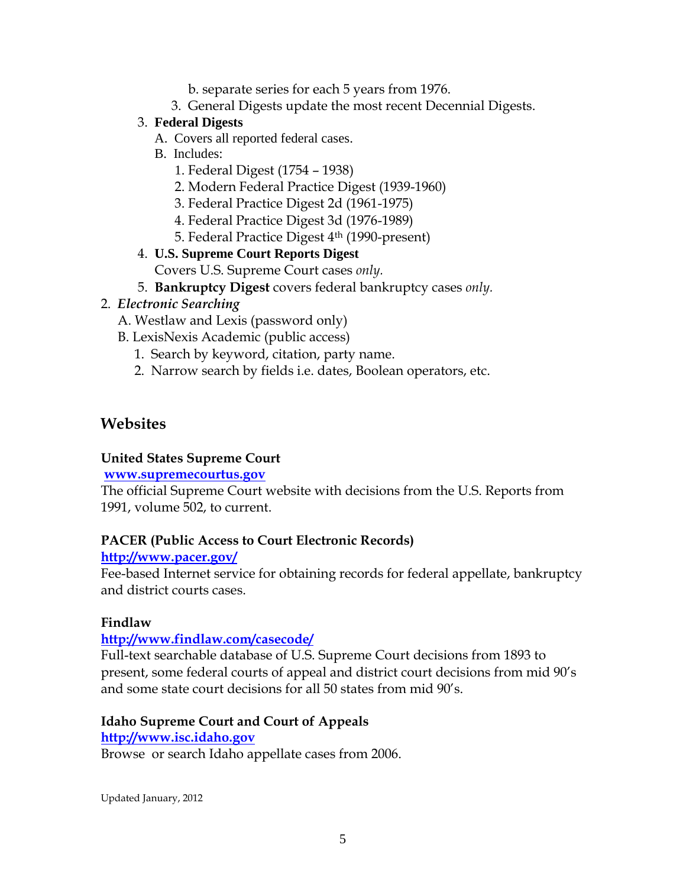b. separate series for each 5 years from 1976.

3. General Digests update the most recent Decennial Digests.

3. **Federal Digests**
   - A. Covers all reported federal cases.
   - B. Includes:
     1. Federal Digest (1754 – 1938)
     2. Modern Federal Practice Digest (1939-1960)
     3. Federal Practice Digest 2d (1961-1975)
     4. Federal Practice Digest 3d (1976-1989)
     5. Federal Practice Digest 4th (1990-present)
4. **U.S. Supreme Court Reports Digest**
   Covers U.S. Supreme Court cases *only.*
5. **Bankruptcy Digest** covers federal bankruptcy cases *only.*

2. *Electronic Searching*
   - A. Westlaw and Lexis (password only)
   - B. LexisNexis Academic (public access)
     1. Search by keyword, citation, party name.
     2. Narrow search by fields i.e. dates, Boolean operators, etc.

## Websites

**United States Supreme Court**
**www.supremecourtus.gov**
The official Supreme Court website with decisions from the U.S. Reports from 1991, volume 502, to current.

**PACER (Public Access to Court Electronic Records)**
**http://www.pacer.gov/**
Fee-based Internet service for obtaining records for federal appellate, bankruptcy and district courts cases.

**Findlaw**
**http://www.findlaw.com/casecode/**
Full-text searchable database of U.S. Supreme Court decisions from 1893 to present, some federal courts of appeal and district court decisions from mid 90's and some state court decisions for all 50 states from mid 90's.

**Idaho Supreme Court and Court of Appeals**
**http://www.isc.idaho.gov**
Browse or search Idaho appellate cases from 2006.

Updated January, 2012